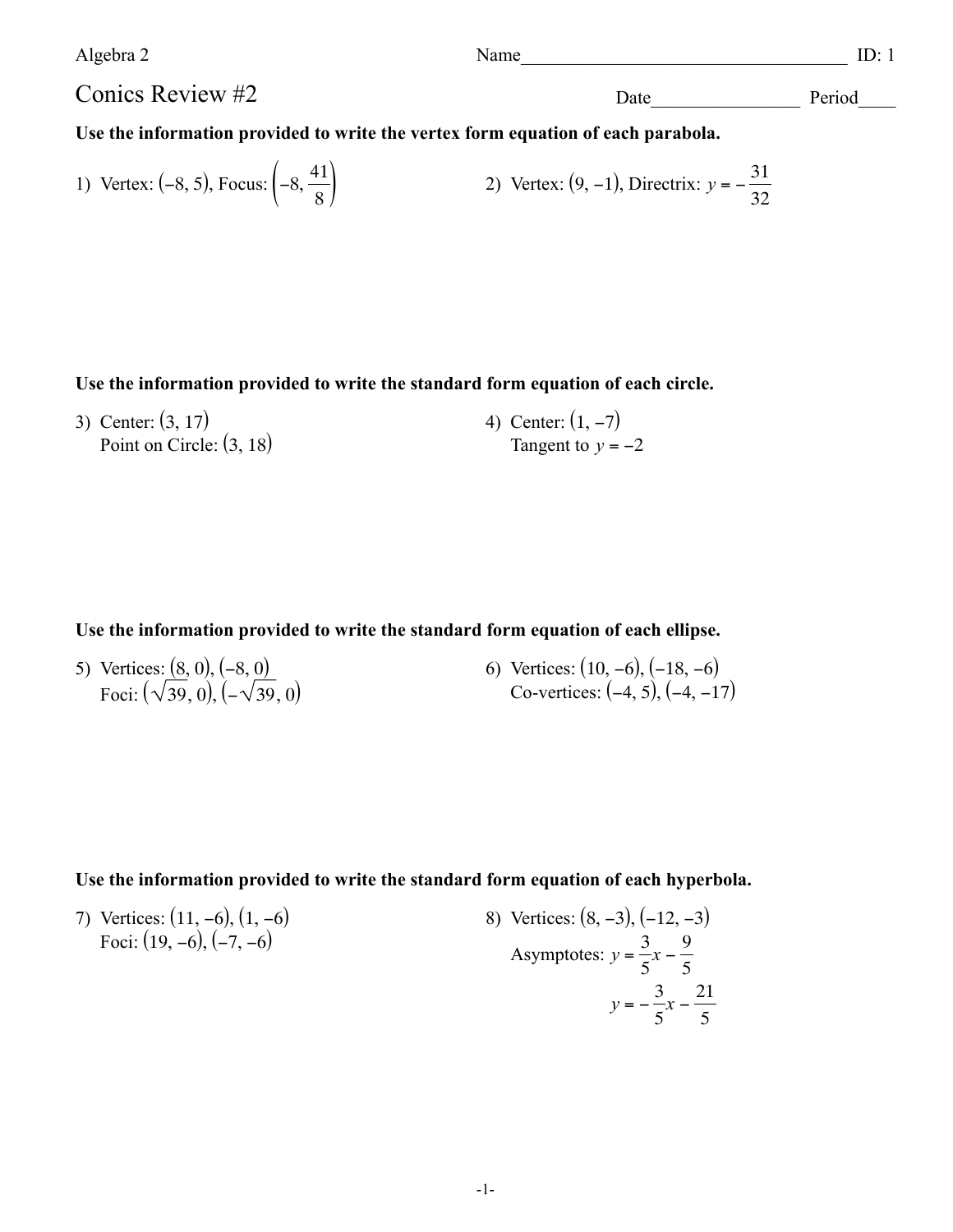Algebra 2

Name____________________________________ ID: 1

# Conics Review #2

Date________________ Period____

**Use the information provided to write the vertex form equation of each parabola.**

1) Vertex: $(-8, 5)$, Focus: $\left(-8, \dfrac{41}{8}\right)$

2) Vertex: $(9, -1)$, Directrix: $y = -\dfrac{31}{32}$

**Use the information provided to write the standard form equation of each circle.**

3) Center: $(3, 17)$
Point on Circle: $(3, 18)$

4) Center: $(1, -7)$
Tangent to $y = -2$

**Use the information provided to write the standard form equation of each ellipse.**

5) Vertices: $(8, 0), (-8, 0)$
Foci: $(\sqrt{39}, 0), (-\sqrt{39}, 0)$

6) Vertices: $(10, -6), (-18, -6)$
Co-vertices: $(-4, 5), (-4, -17)$

**Use the information provided to write the standard form equation of each hyperbola.**

7) Vertices: $(11, -6), (1, -6)$
Foci: $(19, -6), (-7, -6)$

8) Vertices: $(8, -3), (-12, -3)$
Asymptotes: $y = \dfrac{3}{5}x - \dfrac{9}{5}$
$y = -\dfrac{3}{5}x - \dfrac{21}{5}$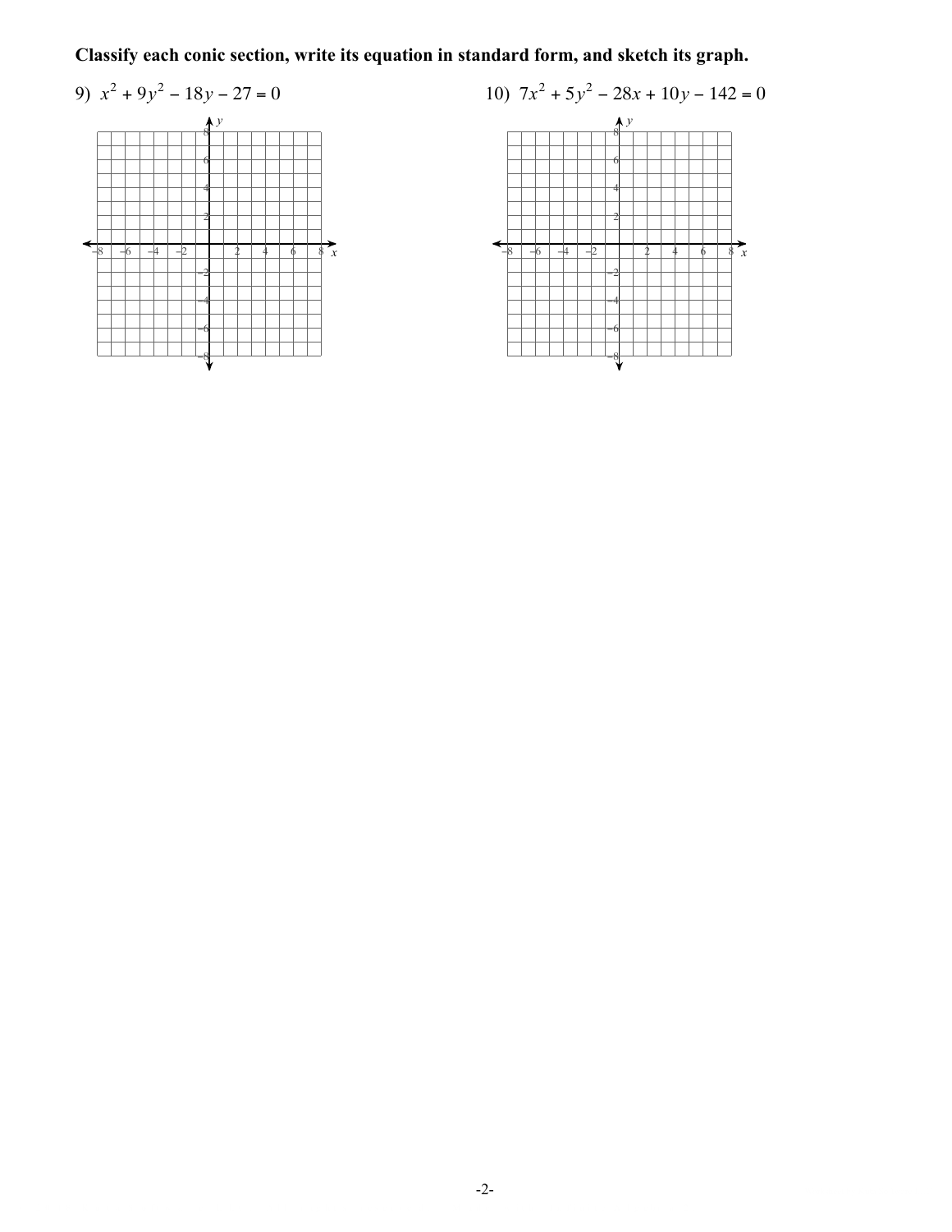**Classify each conic section, write its equation in standard form, and sketch its graph.**

9) $x^2 + 9y^2 - 18y - 27 = 0$

10) $7x^2 + 5y^2 - 28x + 10y - 142 = 0$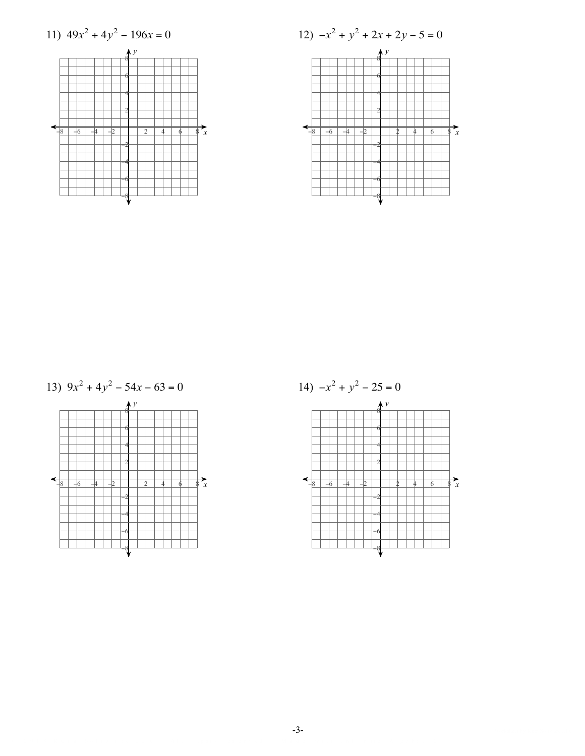11) $49x^2 + 4y^2 - 196x = 0$

12) $-x^2 + y^2 + 2x + 2y - 5 = 0$

13) $9x^2 + 4y^2 - 54x - 63 = 0$

14) $-x^2 + y^2 - 25 = 0$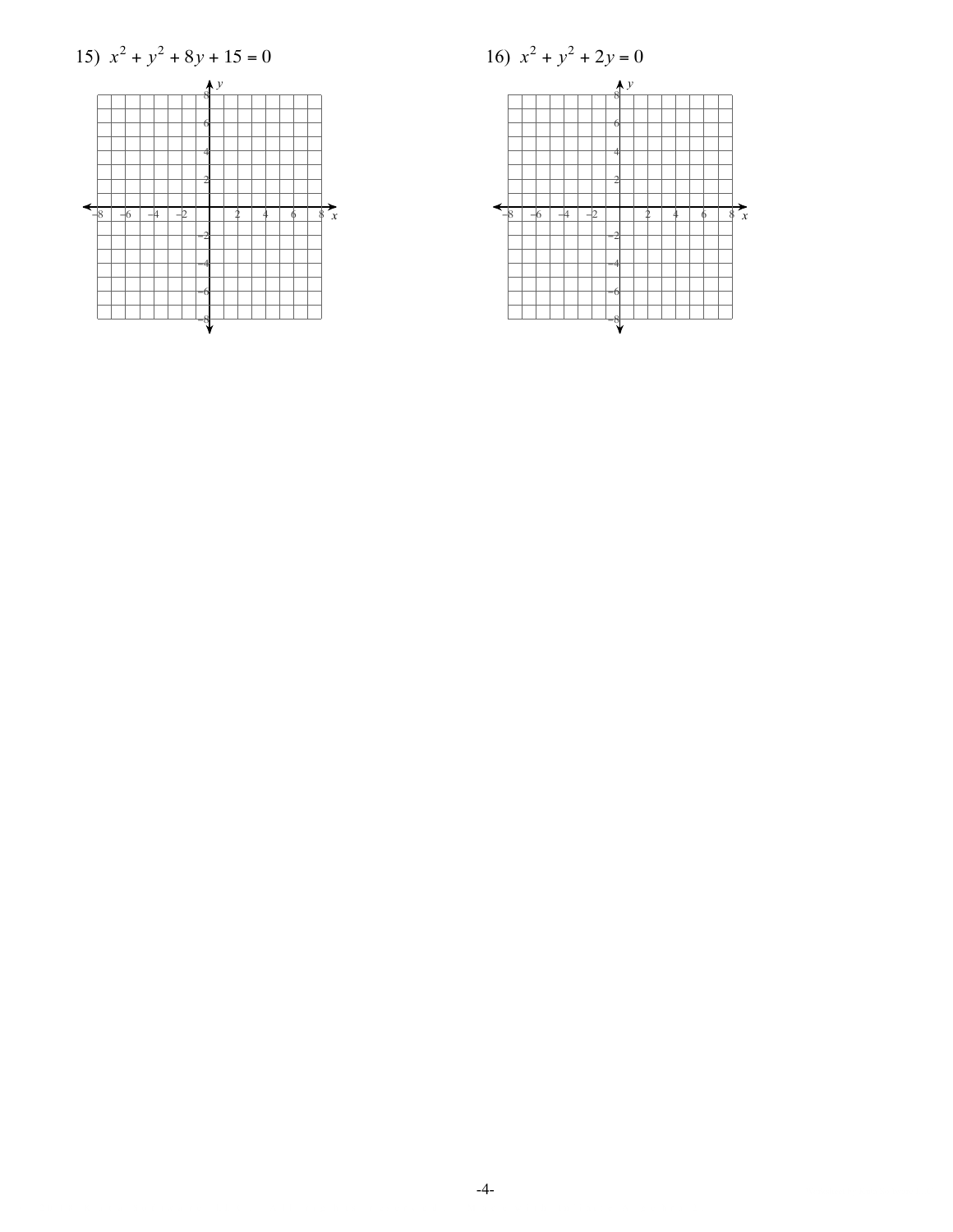15) $x^2 + y^2 + 8y + 15 = 0$

16) $x^2 + y^2 + 2y = 0$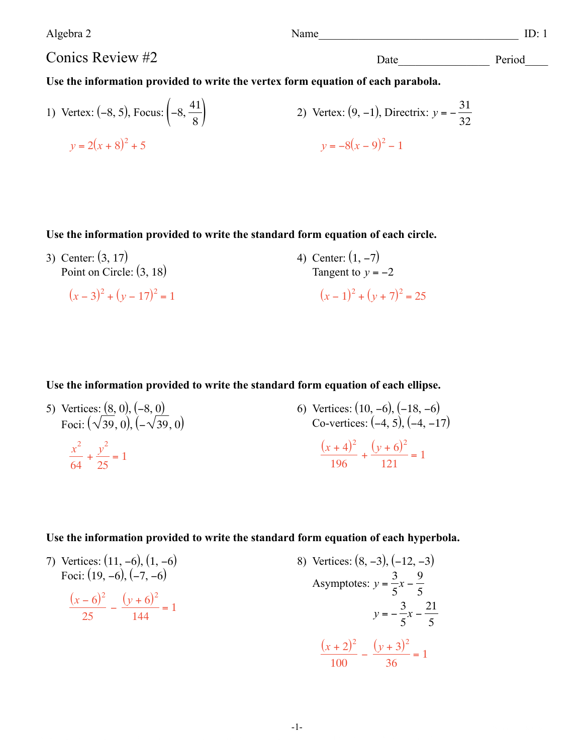Algebra 2

Name____________________________________ ID: 1

# Conics Review #2

Date________________ Period____

**Use the information provided to write the vertex form equation of each parabola.**

1) Vertex: $(-8, 5)$, Focus: $\left(-8, \frac{41}{8}\right)$

$y = 2(x + 8)^2 + 5$

2) Vertex: $(9, -1)$, Directrix: $y = -\frac{31}{32}$

$y = -8(x - 9)^2 - 1$

**Use the information provided to write the standard form equation of each circle.**

3) Center: $(3, 17)$
Point on Circle: $(3, 18)$

$(x - 3)^2 + (y - 17)^2 = 1$

4) Center: $(1, -7)$
Tangent to $y = -2$

$(x - 1)^2 + (y + 7)^2 = 25$

**Use the information provided to write the standard form equation of each ellipse.**

5) Vertices: $(8, 0)$, $(-8, 0)$
Foci: $(\sqrt{39}, 0)$, $(-\sqrt{39}, 0)$

$\frac{x^2}{64} + \frac{y^2}{25} = 1$

6) Vertices: $(10, -6)$, $(-18, -6)$
Co-vertices: $(-4, 5)$, $(-4, -17)$

$\frac{(x + 4)^2}{196} + \frac{(y + 6)^2}{121} = 1$

**Use the information provided to write the standard form equation of each hyperbola.**

7) Vertices: $(11, -6)$, $(1, -6)$
Foci: $(19, -6)$, $(-7, -6)$

$\frac{(x - 6)^2}{25} - \frac{(y + 6)^2}{144} = 1$

8) Vertices: $(8, -3)$, $(-12, -3)$
Asymptotes: $y = \frac{3}{5}x - \frac{9}{5}$
$y = -\frac{3}{5}x - \frac{21}{5}$

$\frac{(x + 2)^2}{100} - \frac{(y + 3)^2}{36} = 1$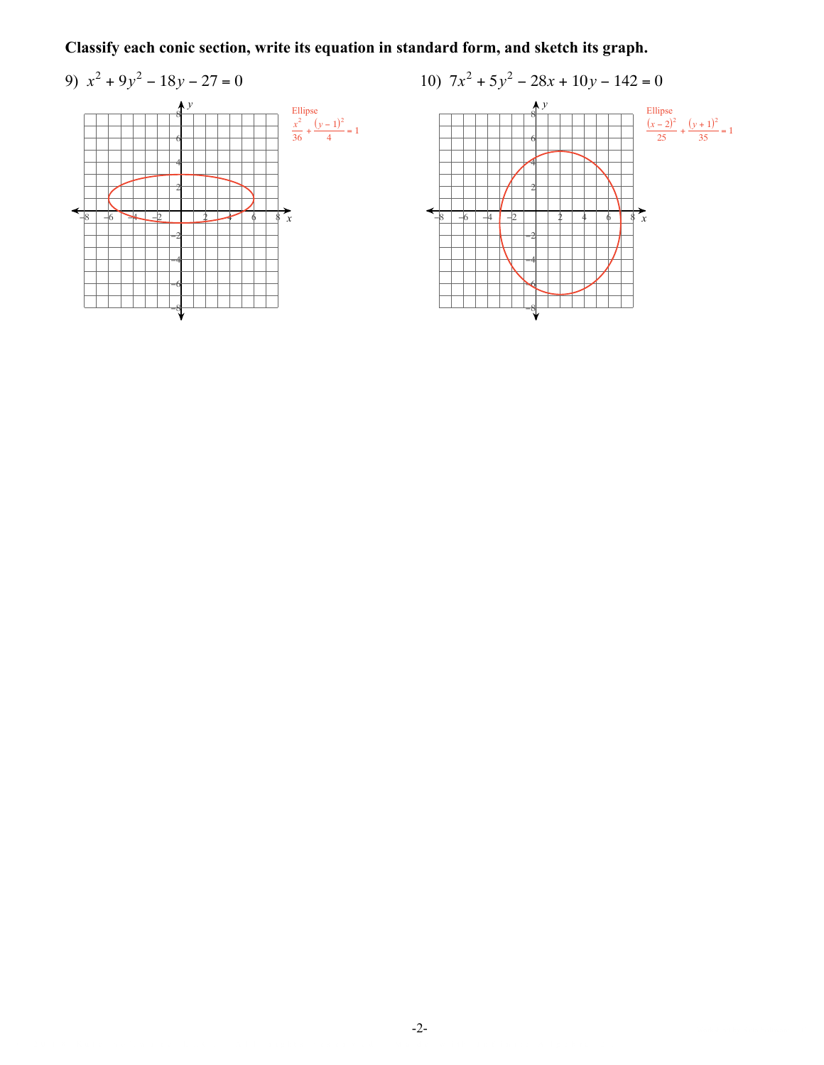**Classify each conic section, write its equation in standard form, and sketch its graph.**

9) $x^2 + 9y^2 - 18y - 27 = 0$

Ellipse

$$\frac{x^2}{36} + \frac{(y-1)^2}{4} = 1$$

10) $7x^2 + 5y^2 - 28x + 10y - 142 = 0$

Ellipse

$$\frac{(x-2)^2}{25} + \frac{(y+1)^2}{35} = 1$$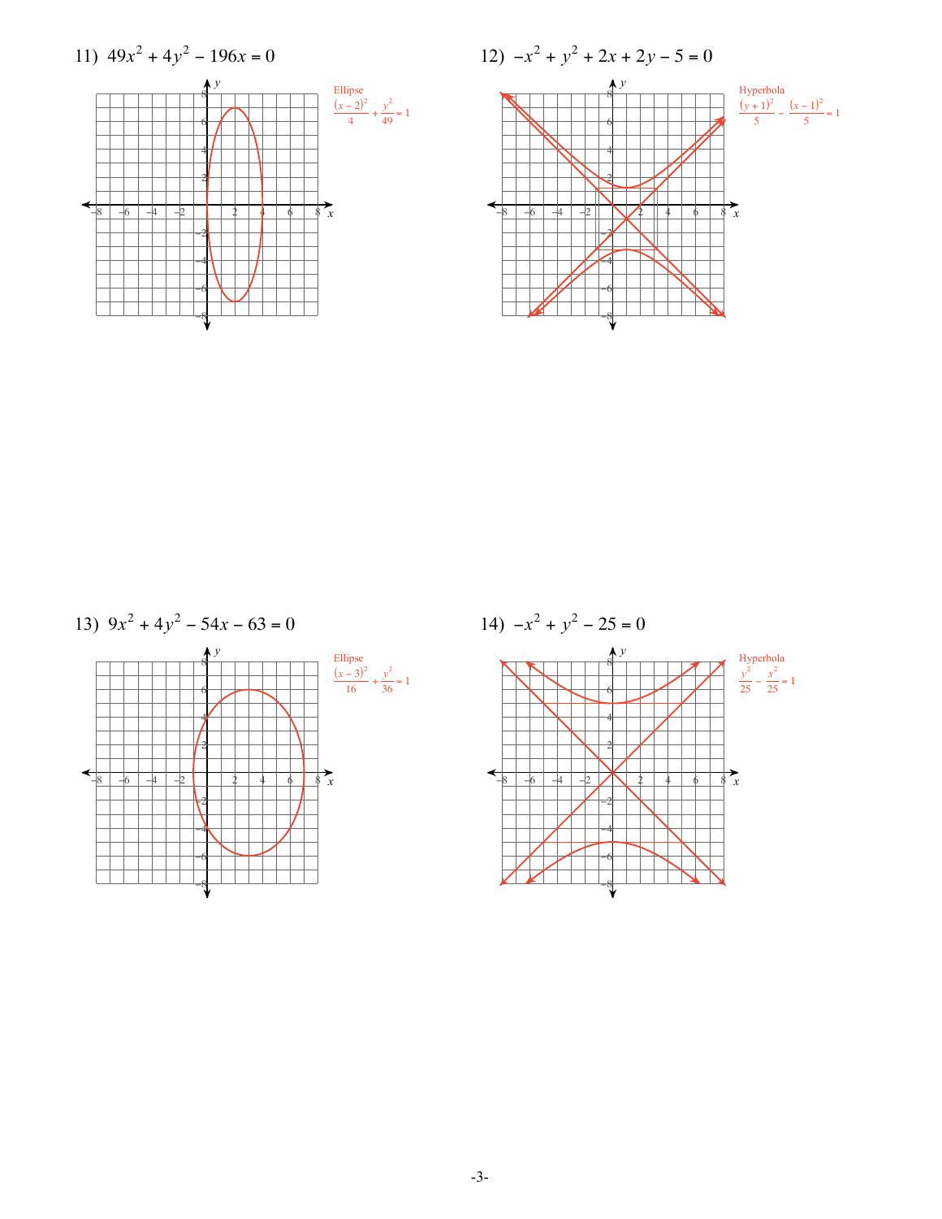11) $49x^2 + 4y^2 - 196x = 0$

Ellipse

$$\frac{(x-2)^2}{4} + \frac{y^2}{49} = 1$$

12) $-x^2 + y^2 + 2x + 2y - 5 = 0$

Hyperbola

$$\frac{(y+1)^2}{5} - \frac{(x-1)^2}{5} = 1$$

13) $9x^2 + 4y^2 - 54x - 63 = 0$

Ellipse

$$\frac{(x-3)^2}{16} + \frac{y^2}{36} = 1$$

14) $-x^2 + y^2 - 25 = 0$

Hyperbola

$$\frac{y^2}{25} - \frac{x^2}{25} = 1$$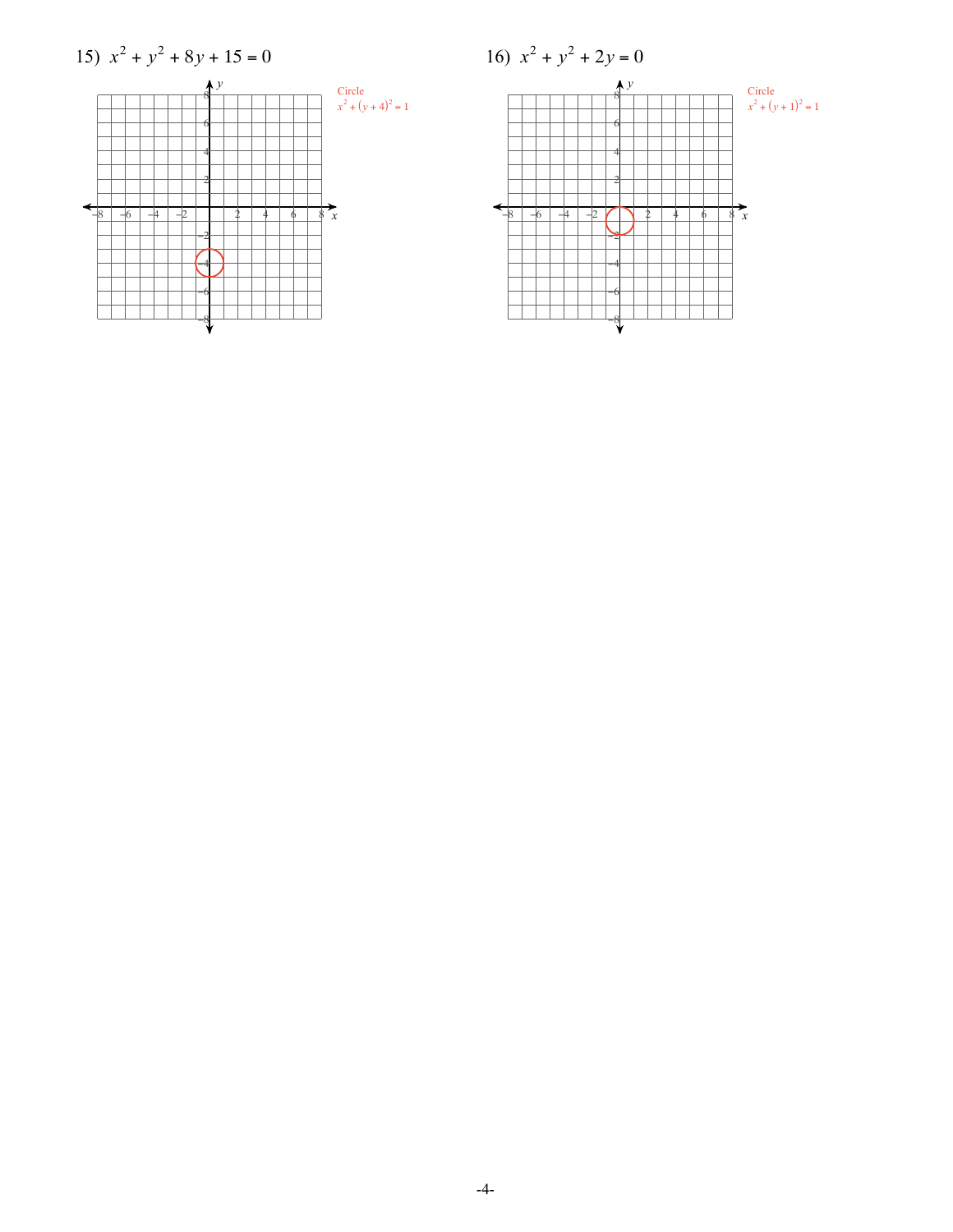15) $x^2 + y^2 + 8y + 15 = 0$

Circle

$x^2 + (y + 4)^2 = 1$

16) $x^2 + y^2 + 2y = 0$

Circle

$x^2 + (y + 1)^2 = 1$